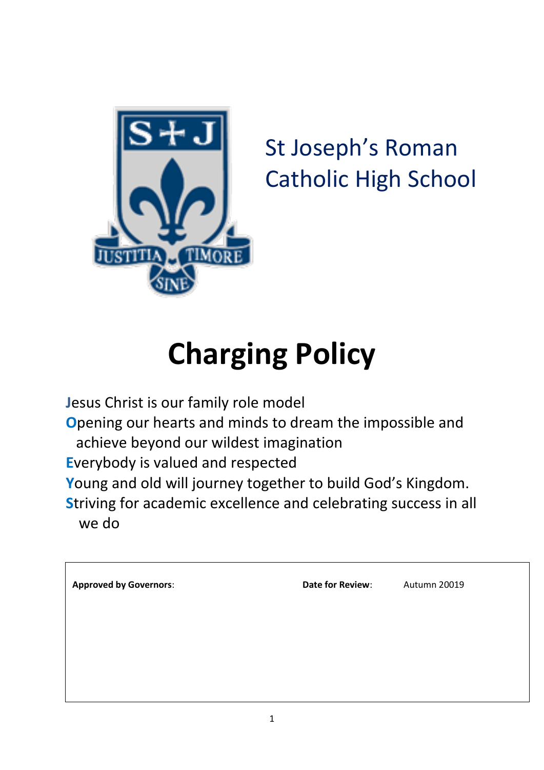St Joseph's Roman Catholic High School

# Charging Policy

**J**esus Christ is our family role model
**O**pening our hearts and minds to dream the impossible and achieve beyond our wildest imagination
**E**verybody is valued and respected
**Y**oung and old will journey together to build God's Kingdom.
**S**triving for academic excellence and celebrating success in all we do

| **Approved by Governors**: | **Date for Review**: | Autumn 20019 |
|---|---|---|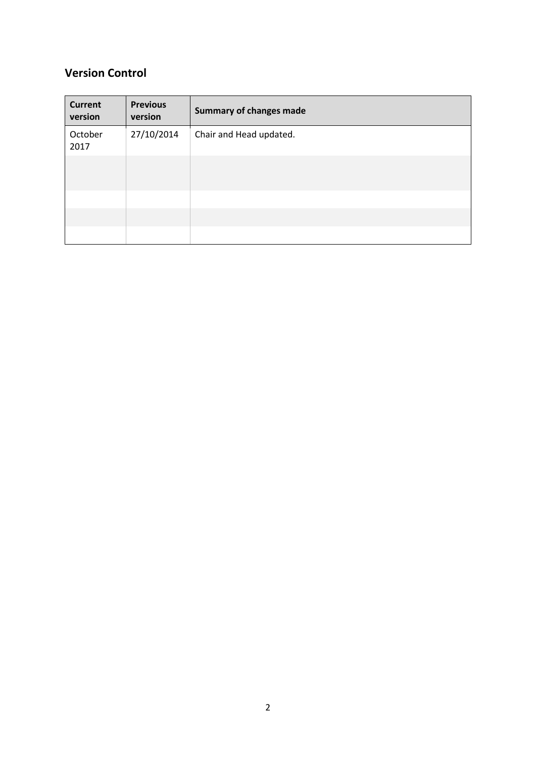## Version Control

| Current version | Previous version | Summary of changes made |
|---|---|---|
| October 2017 | 27/10/2014 | Chair and Head updated. |
| | | |
| | | |
| | | |
| | | |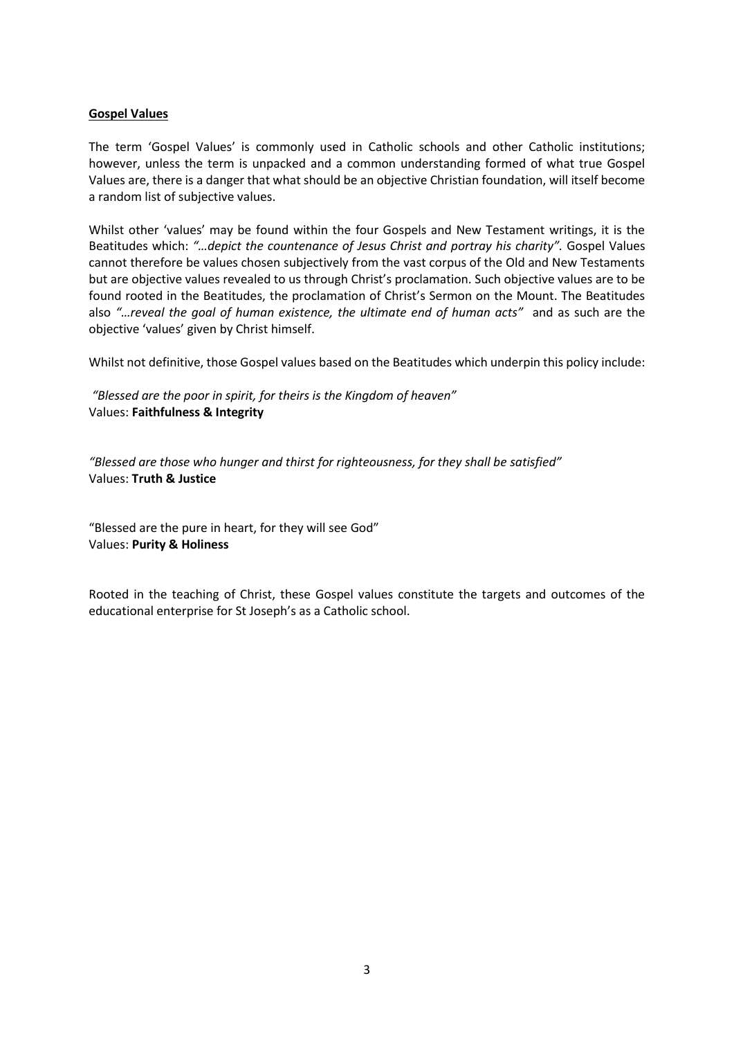## Gospel Values

The term 'Gospel Values' is commonly used in Catholic schools and other Catholic institutions; however, unless the term is unpacked and a common understanding formed of what true Gospel Values are, there is a danger that what should be an objective Christian foundation, will itself become a random list of subjective values.

Whilst other 'values' may be found within the four Gospels and New Testament writings, it is the Beatitudes which: *"…depict the countenance of Jesus Christ and portray his charity".* Gospel Values cannot therefore be values chosen subjectively from the vast corpus of the Old and New Testaments but are objective values revealed to us through Christ's proclamation. Such objective values are to be found rooted in the Beatitudes, the proclamation of Christ's Sermon on the Mount. The Beatitudes also *"…reveal the goal of human existence, the ultimate end of human acts"* and as such are the objective 'values' given by Christ himself.

Whilst not definitive, those Gospel values based on the Beatitudes which underpin this policy include:

*"Blessed are the poor in spirit, for theirs is the Kingdom of heaven"*
Values: **Faithfulness & Integrity**

*"Blessed are those who hunger and thirst for righteousness, for they shall be satisfied"*
Values: **Truth & Justice**

"Blessed are the pure in heart, for they will see God"
Values: **Purity & Holiness**

Rooted in the teaching of Christ, these Gospel values constitute the targets and outcomes of the educational enterprise for St Joseph's as a Catholic school.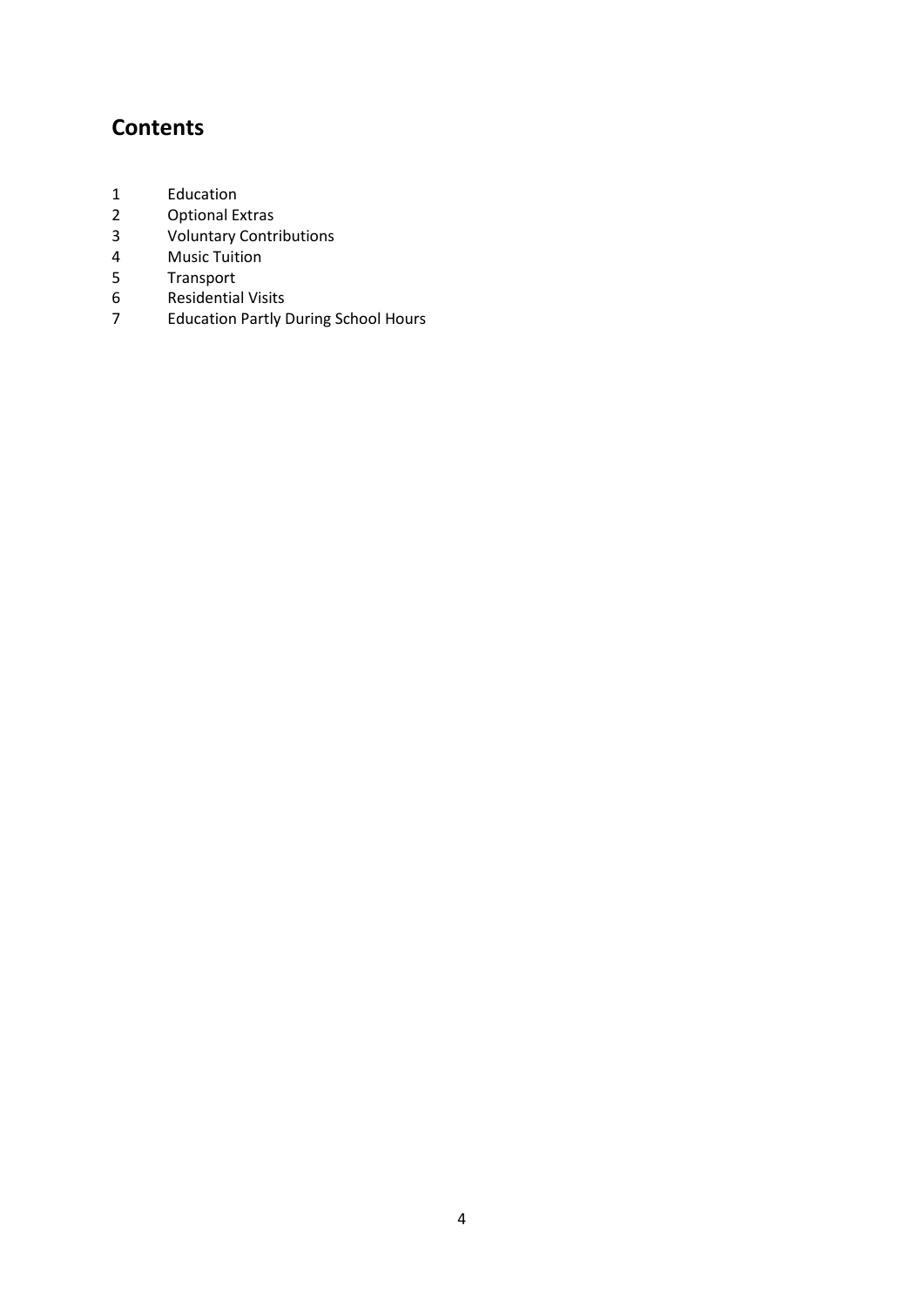## Contents

1 Education
2 Optional Extras
3 Voluntary Contributions
4 Music Tuition
5 Transport
6 Residential Visits
7 Education Partly During School Hours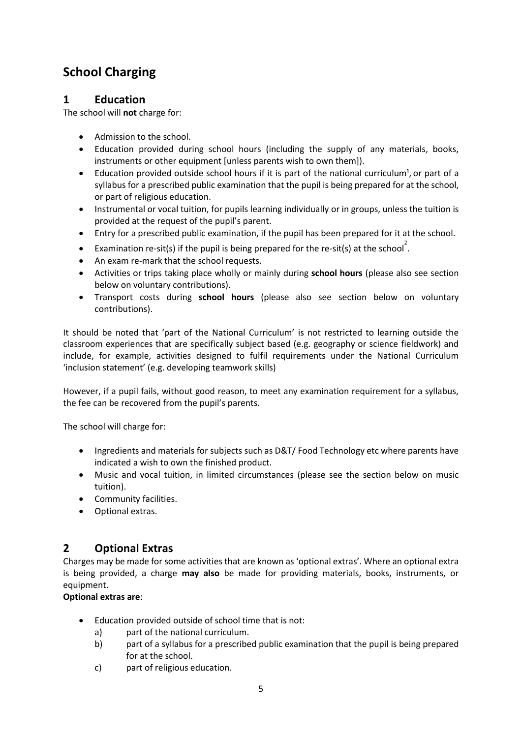# School Charging

## 1 Education

The school will **not** charge for:

- Admission to the school.
- Education provided during school hours (including the supply of any materials, books, instruments or other equipment [unless parents wish to own them]).
- Education provided outside school hours if it is part of the national curriculum[1], or part of a syllabus for a prescribed public examination that the pupil is being prepared for at the school, or part of religious education.
- Instrumental or vocal tuition, for pupils learning individually or in groups, unless the tuition is provided at the request of the pupil's parent.
- Entry for a prescribed public examination, if the pupil has been prepared for it at the school.
- Examination re-sit(s) if the pupil is being prepared for the re-sit(s) at the school[2].
- An exam re-mark that the school requests.
- Activities or trips taking place wholly or mainly during **school hours** (please also see section below on voluntary contributions).
- Transport costs during **school hours** (please also see section below on voluntary contributions).

It should be noted that 'part of the National Curriculum' is not restricted to learning outside the classroom experiences that are specifically subject based (e.g. geography or science fieldwork) and include, for example, activities designed to fulfil requirements under the National Curriculum 'inclusion statement' (e.g. developing teamwork skills)

However, if a pupil fails, without good reason, to meet any examination requirement for a syllabus, the fee can be recovered from the pupil's parents.

The school will charge for:

- Ingredients and materials for subjects such as D&T/ Food Technology etc where parents have indicated a wish to own the finished product.
- Music and vocal tuition, in limited circumstances (please see the section below on music tuition).
- Community facilities.
- Optional extras.

## 2 Optional Extras

Charges may be made for some activities that are known as 'optional extras'. Where an optional extra is being provided, a charge **may also** be made for providing materials, books, instruments, or equipment.

**Optional extras are**:

- Education provided outside of school time that is not:
  a) part of the national curriculum.
  b) part of a syllabus for a prescribed public examination that the pupil is being prepared for at the school.
  c) part of religious education.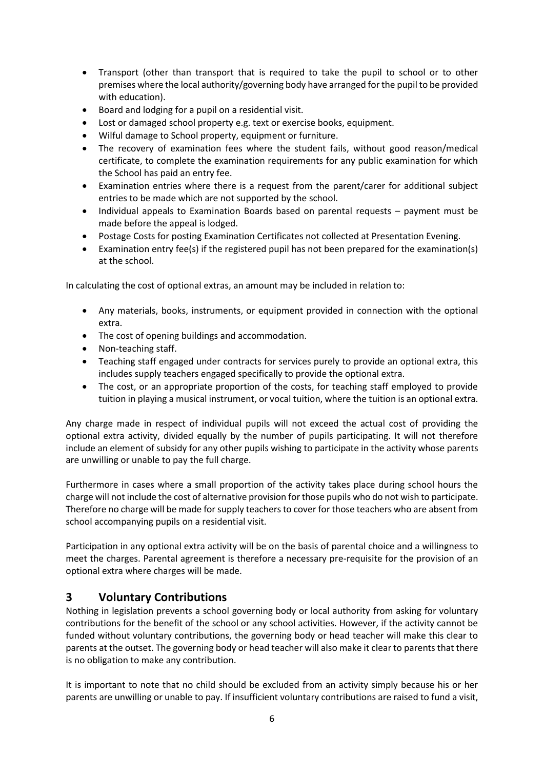- Transport (other than transport that is required to take the pupil to school or to other premises where the local authority/governing body have arranged for the pupil to be provided with education).
- Board and lodging for a pupil on a residential visit.
- Lost or damaged school property e.g. text or exercise books, equipment.
- Wilful damage to School property, equipment or furniture.
- The recovery of examination fees where the student fails, without good reason/medical certificate, to complete the examination requirements for any public examination for which the School has paid an entry fee.
- Examination entries where there is a request from the parent/carer for additional subject entries to be made which are not supported by the school.
- Individual appeals to Examination Boards based on parental requests – payment must be made before the appeal is lodged.
- Postage Costs for posting Examination Certificates not collected at Presentation Evening.
- Examination entry fee(s) if the registered pupil has not been prepared for the examination(s) at the school.

In calculating the cost of optional extras, an amount may be included in relation to:

- Any materials, books, instruments, or equipment provided in connection with the optional extra.
- The cost of opening buildings and accommodation.
- Non-teaching staff.
- Teaching staff engaged under contracts for services purely to provide an optional extra, this includes supply teachers engaged specifically to provide the optional extra.
- The cost, or an appropriate proportion of the costs, for teaching staff employed to provide tuition in playing a musical instrument, or vocal tuition, where the tuition is an optional extra.

Any charge made in respect of individual pupils will not exceed the actual cost of providing the optional extra activity, divided equally by the number of pupils participating. It will not therefore include an element of subsidy for any other pupils wishing to participate in the activity whose parents are unwilling or unable to pay the full charge.

Furthermore in cases where a small proportion of the activity takes place during school hours the charge will not include the cost of alternative provision for those pupils who do not wish to participate. Therefore no charge will be made for supply teachers to cover for those teachers who are absent from school accompanying pupils on a residential visit.

Participation in any optional extra activity will be on the basis of parental choice and a willingness to meet the charges. Parental agreement is therefore a necessary pre-requisite for the provision of an optional extra where charges will be made.

## 3 Voluntary Contributions

Nothing in legislation prevents a school governing body or local authority from asking for voluntary contributions for the benefit of the school or any school activities. However, if the activity cannot be funded without voluntary contributions, the governing body or head teacher will make this clear to parents at the outset. The governing body or head teacher will also make it clear to parents that there is no obligation to make any contribution.

It is important to note that no child should be excluded from an activity simply because his or her parents are unwilling or unable to pay. If insufficient voluntary contributions are raised to fund a visit,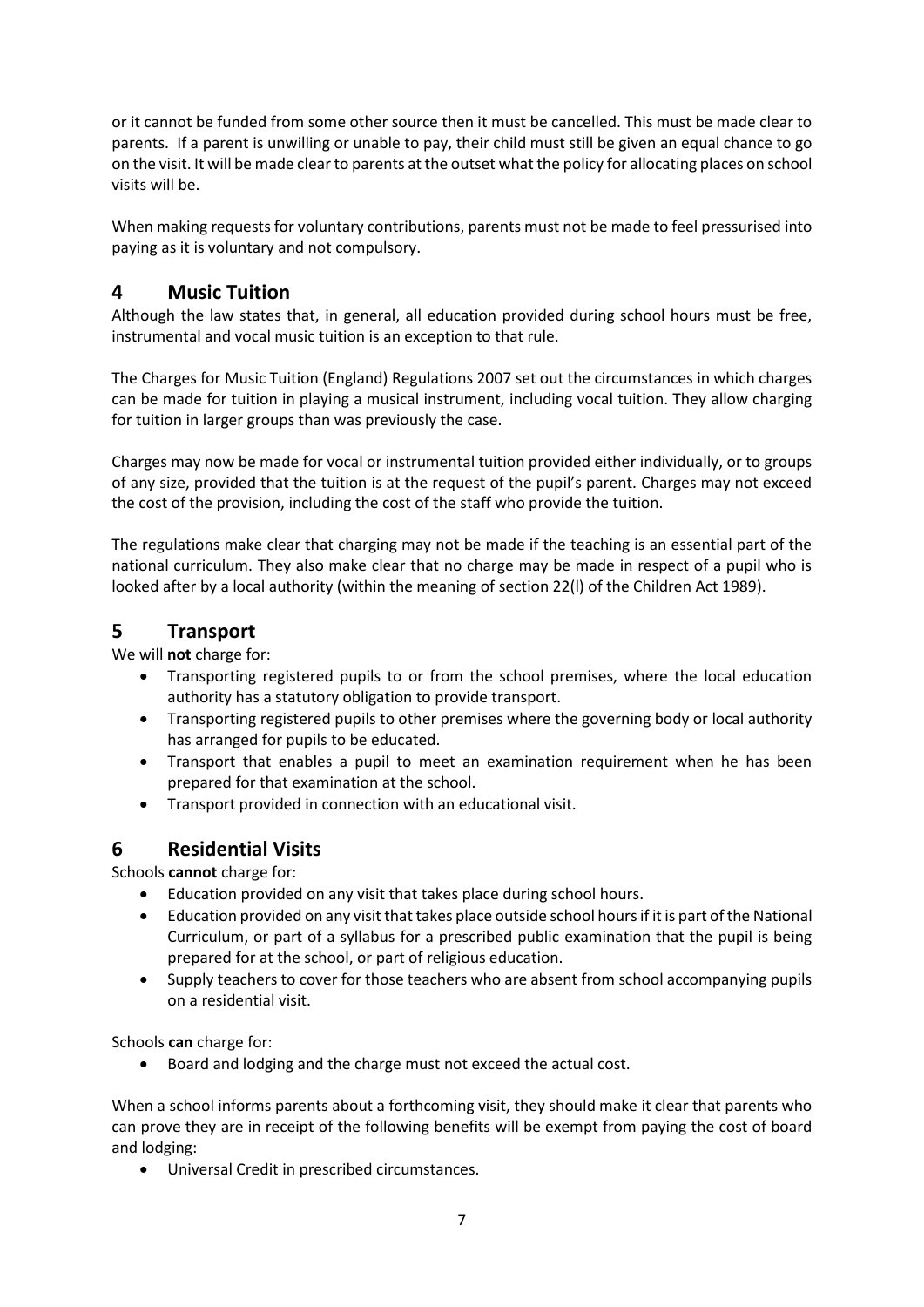or it cannot be funded from some other source then it must be cancelled. This must be made clear to parents. If a parent is unwilling or unable to pay, their child must still be given an equal chance to go on the visit. It will be made clear to parents at the outset what the policy for allocating places on school visits will be.

When making requests for voluntary contributions, parents must not be made to feel pressurised into paying as it is voluntary and not compulsory.

## 4 Music Tuition

Although the law states that, in general, all education provided during school hours must be free, instrumental and vocal music tuition is an exception to that rule.

The Charges for Music Tuition (England) Regulations 2007 set out the circumstances in which charges can be made for tuition in playing a musical instrument, including vocal tuition. They allow charging for tuition in larger groups than was previously the case.

Charges may now be made for vocal or instrumental tuition provided either individually, or to groups of any size, provided that the tuition is at the request of the pupil's parent. Charges may not exceed the cost of the provision, including the cost of the staff who provide the tuition.

The regulations make clear that charging may not be made if the teaching is an essential part of the national curriculum. They also make clear that no charge may be made in respect of a pupil who is looked after by a local authority (within the meaning of section 22(l) of the Children Act 1989).

## 5 Transport

We will **not** charge for:

- Transporting registered pupils to or from the school premises, where the local education authority has a statutory obligation to provide transport.
- Transporting registered pupils to other premises where the governing body or local authority has arranged for pupils to be educated.
- Transport that enables a pupil to meet an examination requirement when he has been prepared for that examination at the school.
- Transport provided in connection with an educational visit.

## 6 Residential Visits

Schools **cannot** charge for:

- Education provided on any visit that takes place during school hours.
- Education provided on any visit that takes place outside school hours if it is part of the National Curriculum, or part of a syllabus for a prescribed public examination that the pupil is being prepared for at the school, or part of religious education.
- Supply teachers to cover for those teachers who are absent from school accompanying pupils on a residential visit.

Schools **can** charge for:

- Board and lodging and the charge must not exceed the actual cost.

When a school informs parents about a forthcoming visit, they should make it clear that parents who can prove they are in receipt of the following benefits will be exempt from paying the cost of board and lodging:

- Universal Credit in prescribed circumstances.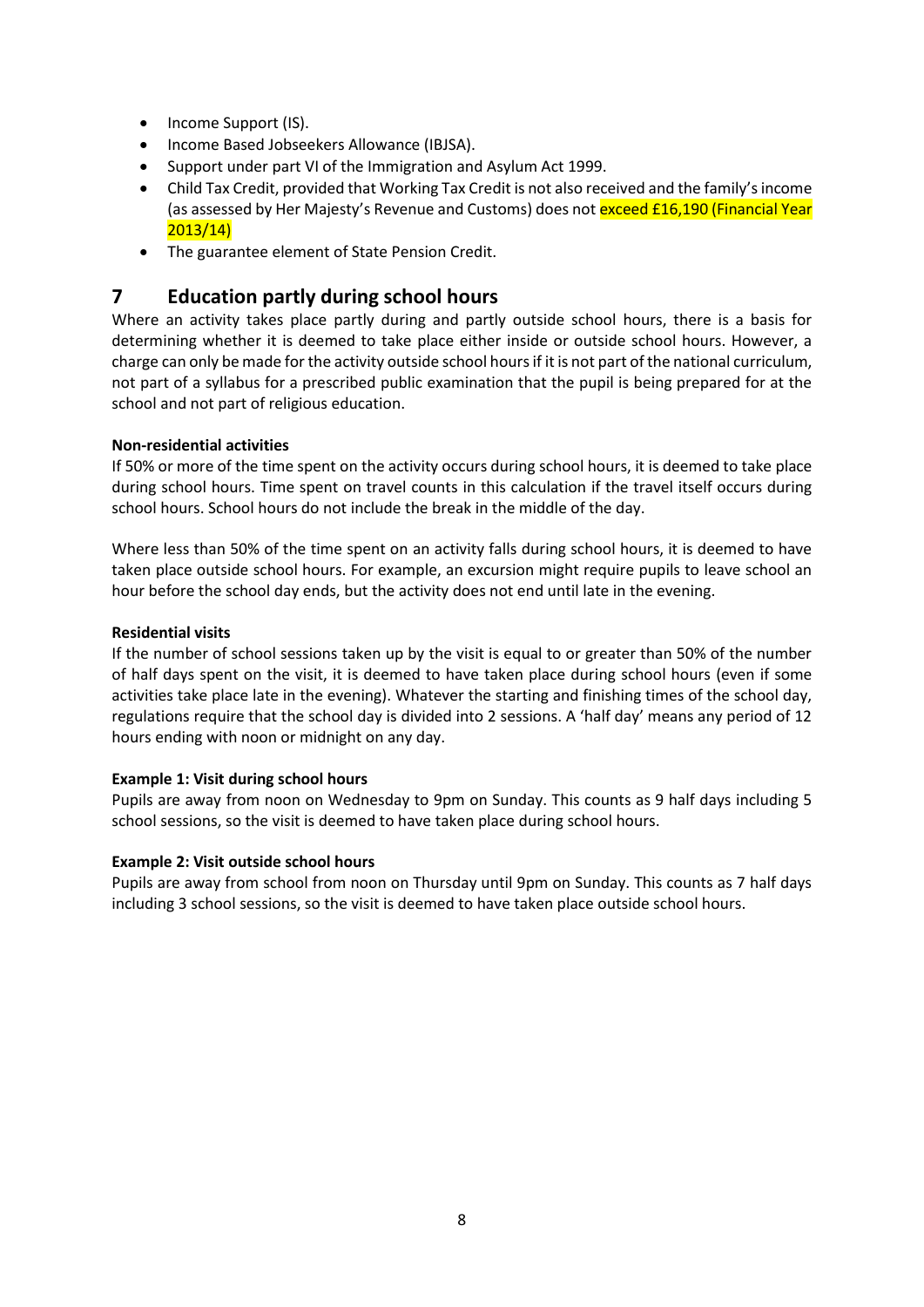- Income Support (IS).
- Income Based Jobseekers Allowance (IBJSA).
- Support under part VI of the Immigration and Asylum Act 1999.
- Child Tax Credit, provided that Working Tax Credit is not also received and the family's income (as assessed by Her Majesty's Revenue and Customs) does not exceed £16,190 (Financial Year 2013/14)
- The guarantee element of State Pension Credit.

## 7 Education partly during school hours

Where an activity takes place partly during and partly outside school hours, there is a basis for determining whether it is deemed to take place either inside or outside school hours. However, a charge can only be made for the activity outside school hours if it is not part of the national curriculum, not part of a syllabus for a prescribed public examination that the pupil is being prepared for at the school and not part of religious education.

**Non-residential activities**

If 50% or more of the time spent on the activity occurs during school hours, it is deemed to take place during school hours. Time spent on travel counts in this calculation if the travel itself occurs during school hours. School hours do not include the break in the middle of the day.

Where less than 50% of the time spent on an activity falls during school hours, it is deemed to have taken place outside school hours. For example, an excursion might require pupils to leave school an hour before the school day ends, but the activity does not end until late in the evening.

**Residential visits**

If the number of school sessions taken up by the visit is equal to or greater than 50% of the number of half days spent on the visit, it is deemed to have taken place during school hours (even if some activities take place late in the evening). Whatever the starting and finishing times of the school day, regulations require that the school day is divided into 2 sessions. A 'half day' means any period of 12 hours ending with noon or midnight on any day.

**Example 1: Visit during school hours**

Pupils are away from noon on Wednesday to 9pm on Sunday. This counts as 9 half days including 5 school sessions, so the visit is deemed to have taken place during school hours.

**Example 2: Visit outside school hours**

Pupils are away from school from noon on Thursday until 9pm on Sunday. This counts as 7 half days including 3 school sessions, so the visit is deemed to have taken place outside school hours.